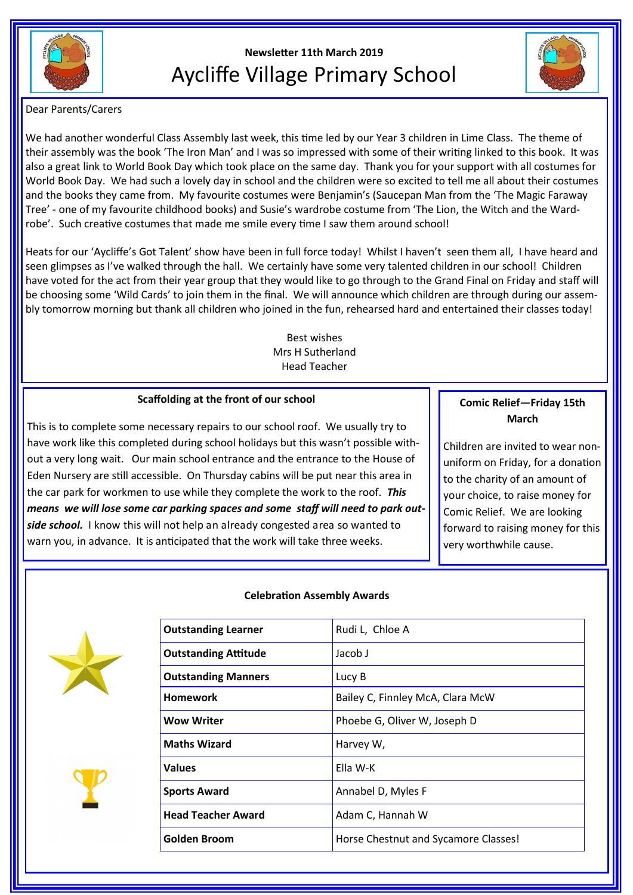Newsletter 11th March 2019

# Aycliffe Village Primary School

Dear Parents/Carers

We had another wonderful Class Assembly last week, this time led by our Year 3 children in Lime Class. The theme of their assembly was the book 'The Iron Man' and I was so impressed with some of their writing linked to this book. It was also a great link to World Book Day which took place on the same day. Thank you for your support with all costumes for World Book Day. We had such a lovely day in school and the children were so excited to tell me all about their costumes and the books they came from. My favourite costumes were Benjamin's (Saucepan Man from the 'The Magic Faraway Tree' - one of my favourite childhood books) and Susie's wardrobe costume from 'The Lion, the Witch and the Wardrobe'. Such creative costumes that made me smile every time I saw them around school!

Heats for our 'Aycliffe's Got Talent' show have been in full force today! Whilst I haven't seen them all, I have heard and seen glimpses as I've walked through the hall. We certainly have some very talented children in our school! Children have voted for the act from their year group that they would like to go through to the Grand Final on Friday and staff will be choosing some 'Wild Cards' to join them in the final. We will announce which children are through during our assembly tomorrow morning but thank all children who joined in the fun, rehearsed hard and entertained their classes today!

Best wishes
Mrs H Sutherland
Head Teacher

### Scaffolding at the front of our school

This is to complete some necessary repairs to our school roof. We usually try to have work like this completed during school holidays but this wasn't possible without a very long wait. Our main school entrance and the entrance to the House of Eden Nursery are still accessible. On Thursday cabins will be put near this area in the car park for workmen to use while they complete the work to the roof. ***This means we will lose some car parking spaces and some staff will need to park outside school.*** I know this will not help an already congested area so wanted to warn you, in advance. It is anticipated that the work will take three weeks.

### Comic Relief—Friday 15th March

Children are invited to wear non-uniform on Friday, for a donation to the charity of an amount of your choice, to raise money for Comic Relief. We are looking forward to raising money for this very worthwhile cause.

### Celebration Assembly Awards

| Award | Recipients |
|---|---|
| **Outstanding Learner** | Rudi L, Chloe A |
| **Outstanding Attitude** | Jacob J |
| **Outstanding Manners** | Lucy B |
| **Homework** | Bailey C, Finnley McA, Clara McW |
| **Wow Writer** | Phoebe G, Oliver W, Joseph D |
| **Maths Wizard** | Harvey W, |
| **Values** | Ella W-K |
| **Sports Award** | Annabel D, Myles F |
| **Head Teacher Award** | Adam C, Hannah W |
| **Golden Broom** | Horse Chestnut and Sycamore Classes! |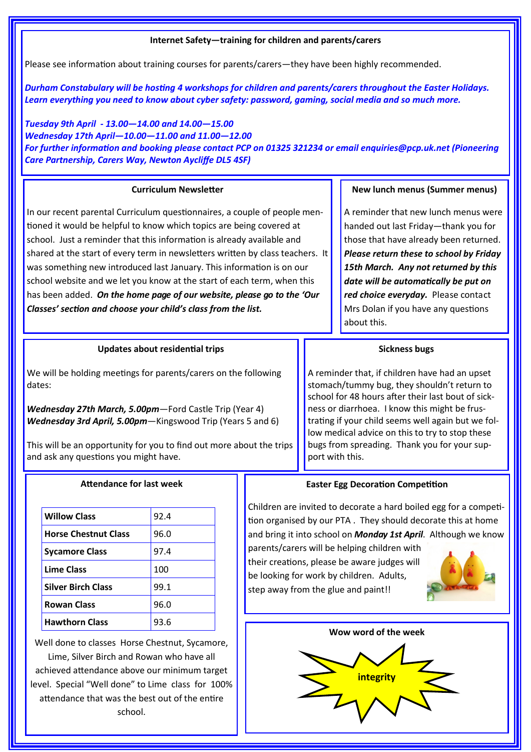## Internet Safety—training for children and parents/carers

Please see information about training courses for parents/carers—they have been highly recommended.

***Durham Constabulary will be hosting 4 workshops for children and parents/carers throughout the Easter Holidays. Learn everything you need to know about cyber safety: password, gaming, social media and so much more.***

***Tuesday 9th April - 13.00—14.00 and 14.00—15.00***
***Wednesday 17th April—10.00—11.00 and 11.00—12.00***
***For further information and booking please contact PCP on 01325 321234 or email enquiries@pcp.uk.net (Pioneering Care Partnership, Carers Way, Newton Aycliffe DL5 4SF)***

## Curriculum Newsletter

In our recent parental Curriculum questionnaires, a couple of people mentioned it would be helpful to know which topics are being covered at school. Just a reminder that this information is already available and shared at the start of every term in newsletters written by class teachers. It was something new introduced last January. This information is on our school website and we let you know at the start of each term, when this has been added. ***On the home page of our website, please go to the 'Our Classes' section and choose your child's class from the list.***

## New lunch menus (Summer menus)

A reminder that new lunch menus were handed out last Friday—thank you for those that have already been returned. ***Please return these to school by Friday 15th March. Any not returned by this date will be automatically be put on red choice everyday.*** Please contact Mrs Dolan if you have any questions about this.

## Updates about residential trips

We will be holding meetings for parents/carers on the following dates:

***Wednesday 27th March, 5.00pm***—Ford Castle Trip (Year 4)
***Wednesday 3rd April, 5.00pm***—Kingswood Trip (Years 5 and 6)

This will be an opportunity for you to find out more about the trips and ask any questions you might have.

## Sickness bugs

A reminder that, if children have had an upset stomach/tummy bug, they shouldn't return to school for 48 hours after their last bout of sickness or diarrhoea. I know this might be frustrating if your child seems well again but we follow medical advice on this to try to stop these bugs from spreading. Thank you for your support with this.

## Attendance for last week

| | |
|---|---|
| **Willow Class** | 92.4 |
| **Horse Chestnut Class** | 96.0 |
| **Sycamore Class** | 97.4 |
| **Lime Class** | 100 |
| **Silver Birch Class** | 99.1 |
| **Rowan Class** | 96.0 |
| **Hawthorn Class** | 93.6 |

Well done to classes Horse Chestnut, Sycamore, Lime, Silver Birch and Rowan who have all achieved attendance above our minimum target level. Special "Well done" to Lime class for 100% attendance that was the best out of the entire school.

## Easter Egg Decoration Competition

Children are invited to decorate a hard boiled egg for a competition organised by our PTA . They should decorate this at home and bring it into school on ***Monday 1st April***. Although we know parents/carers will be helping children with their creations, please be aware judges will be looking for work by children. Adults, step away from the glue and paint!!

## Wow word of the week

**integrity**